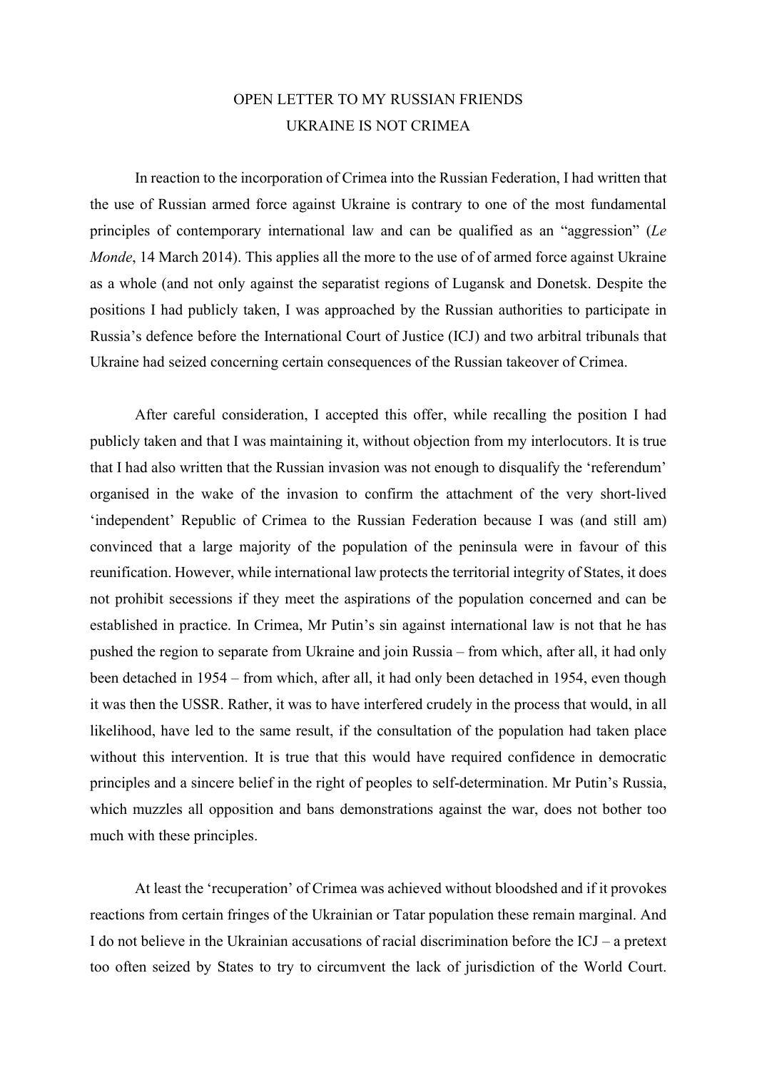OPEN LETTER TO MY RUSSIAN FRIENDS

UKRAINE IS NOT CRIMEA

In reaction to the incorporation of Crimea into the Russian Federation, I had written that the use of Russian armed force against Ukraine is contrary to one of the most fundamental principles of contemporary international law and can be qualified as an "aggression" (*Le Monde*, 14 March 2014). This applies all the more to the use of of armed force against Ukraine as a whole (and not only against the separatist regions of Lugansk and Donetsk. Despite the positions I had publicly taken, I was approached by the Russian authorities to participate in Russia's defence before the International Court of Justice (ICJ) and two arbitral tribunals that Ukraine had seized concerning certain consequences of the Russian takeover of Crimea.

After careful consideration, I accepted this offer, while recalling the position I had publicly taken and that I was maintaining it, without objection from my interlocutors. It is true that I had also written that the Russian invasion was not enough to disqualify the 'referendum' organised in the wake of the invasion to confirm the attachment of the very short-lived 'independent' Republic of Crimea to the Russian Federation because I was (and still am) convinced that a large majority of the population of the peninsula were in favour of this reunification. However, while international law protects the territorial integrity of States, it does not prohibit secessions if they meet the aspirations of the population concerned and can be established in practice. In Crimea, Mr Putin's sin against international law is not that he has pushed the region to separate from Ukraine and join Russia – from which, after all, it had only been detached in 1954 – from which, after all, it had only been detached in 1954, even though it was then the USSR. Rather, it was to have interfered crudely in the process that would, in all likelihood, have led to the same result, if the consultation of the population had taken place without this intervention. It is true that this would have required confidence in democratic principles and a sincere belief in the right of peoples to self-determination. Mr Putin's Russia, which muzzles all opposition and bans demonstrations against the war, does not bother too much with these principles.

At least the 'recuperation' of Crimea was achieved without bloodshed and if it provokes reactions from certain fringes of the Ukrainian or Tatar population these remain marginal. And I do not believe in the Ukrainian accusations of racial discrimination before the ICJ – a pretext too often seized by States to try to circumvent the lack of jurisdiction of the World Court.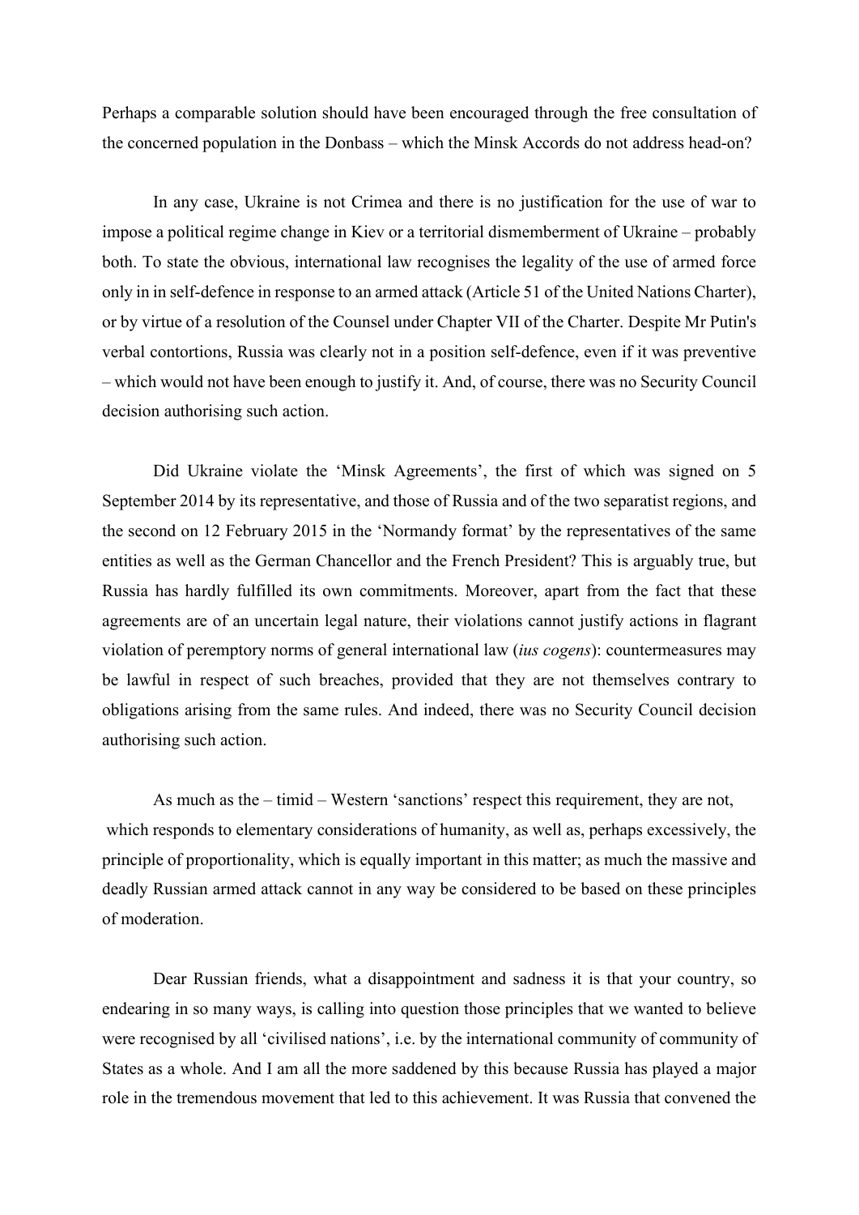Perhaps a comparable solution should have been encouraged through the free consultation of the concerned population in the Donbass – which the Minsk Accords do not address head-on?

In any case, Ukraine is not Crimea and there is no justification for the use of war to impose a political regime change in Kiev or a territorial dismemberment of Ukraine – probably both. To state the obvious, international law recognises the legality of the use of armed force only in in self-defence in response to an armed attack (Article 51 of the United Nations Charter), or by virtue of a resolution of the Counsel under Chapter VII of the Charter. Despite Mr Putin's verbal contortions, Russia was clearly not in a position self-defence, even if it was preventive – which would not have been enough to justify it. And, of course, there was no Security Council decision authorising such action.

Did Ukraine violate the 'Minsk Agreements', the first of which was signed on 5 September 2014 by its representative, and those of Russia and of the two separatist regions, and the second on 12 February 2015 in the 'Normandy format' by the representatives of the same entities as well as the German Chancellor and the French President? This is arguably true, but Russia has hardly fulfilled its own commitments. Moreover, apart from the fact that these agreements are of an uncertain legal nature, their violations cannot justify actions in flagrant violation of peremptory norms of general international law (*ius cogens*): countermeasures may be lawful in respect of such breaches, provided that they are not themselves contrary to obligations arising from the same rules. And indeed, there was no Security Council decision authorising such action.

As much as the – timid – Western 'sanctions' respect this requirement, they are not, which responds to elementary considerations of humanity, as well as, perhaps excessively, the principle of proportionality, which is equally important in this matter; as much the massive and deadly Russian armed attack cannot in any way be considered to be based on these principles of moderation.

Dear Russian friends, what a disappointment and sadness it is that your country, so endearing in so many ways, is calling into question those principles that we wanted to believe were recognised by all 'civilised nations', i.e. by the international community of community of States as a whole. And I am all the more saddened by this because Russia has played a major role in the tremendous movement that led to this achievement. It was Russia that convened the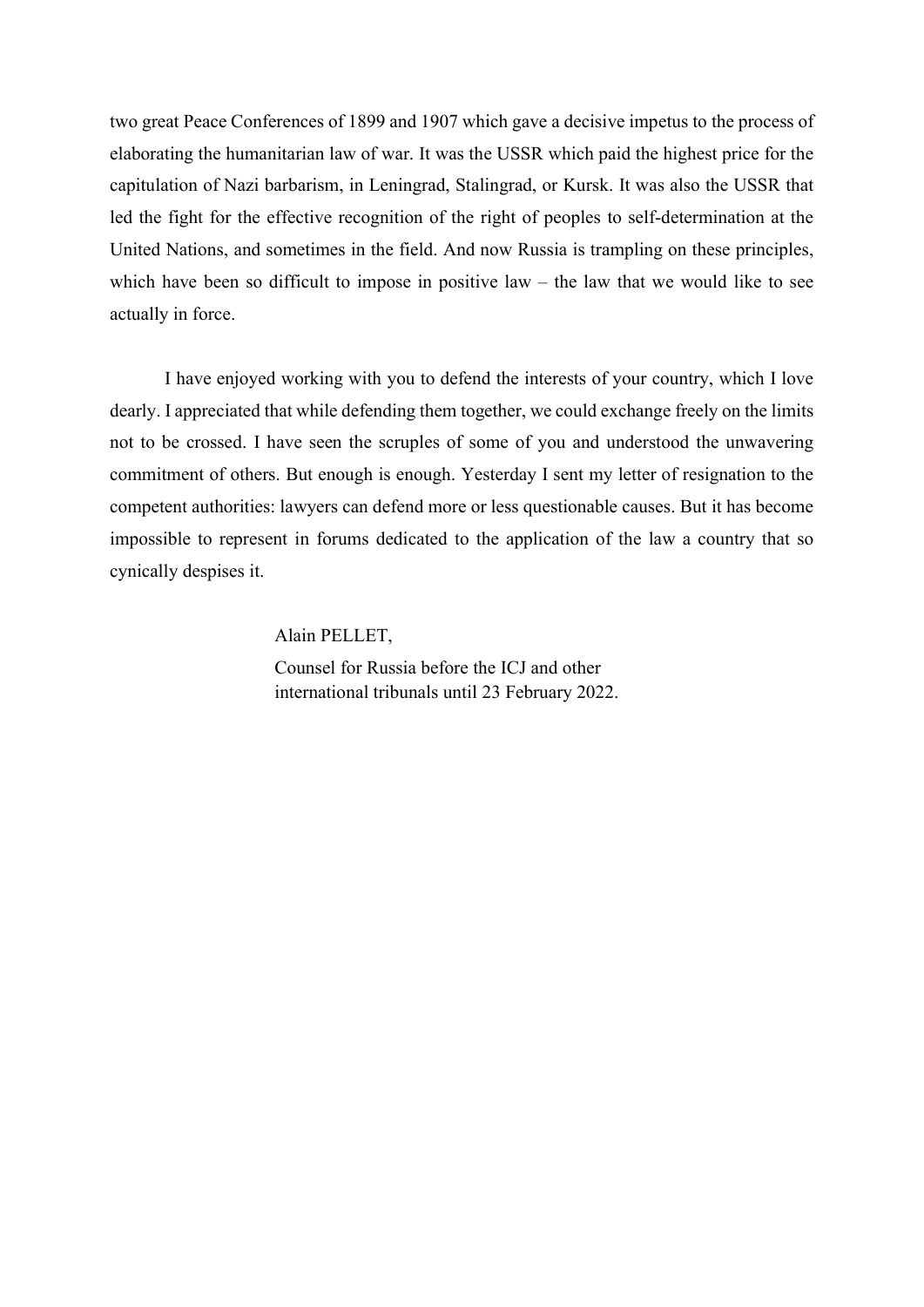two great Peace Conferences of 1899 and 1907 which gave a decisive impetus to the process of elaborating the humanitarian law of war. It was the USSR which paid the highest price for the capitulation of Nazi barbarism, in Leningrad, Stalingrad, or Kursk. It was also the USSR that led the fight for the effective recognition of the right of peoples to self-determination at the United Nations, and sometimes in the field. And now Russia is trampling on these principles, which have been so difficult to impose in positive law – the law that we would like to see actually in force.

I have enjoyed working with you to defend the interests of your country, which I love dearly. I appreciated that while defending them together, we could exchange freely on the limits not to be crossed. I have seen the scruples of some of you and understood the unwavering commitment of others. But enough is enough. Yesterday I sent my letter of resignation to the competent authorities: lawyers can defend more or less questionable causes. But it has become impossible to represent in forums dedicated to the application of the law a country that so cynically despises it.

Alain PELLET,

Counsel for Russia before the ICJ and other international tribunals until 23 February 2022.